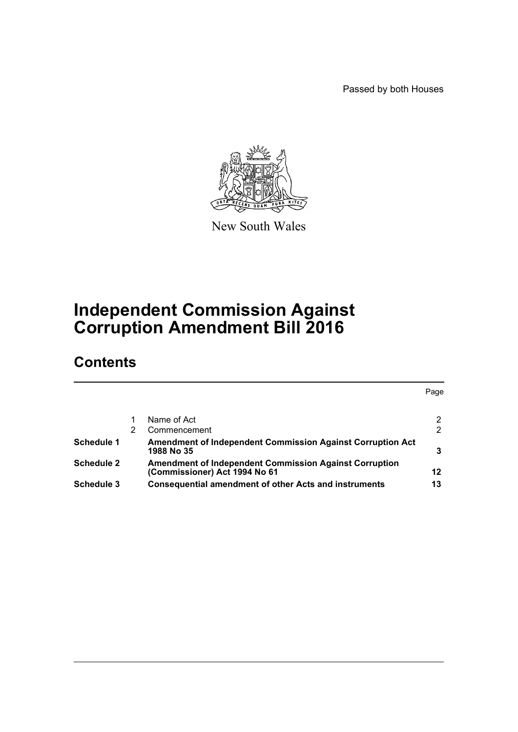Passed by both Houses

New South Wales

# Independent Commission Against Corruption Amendment Bill 2016

## Contents

| | | | Page |
|---|---|---|---|
| | 1 | Name of Act | 2 |
| | 2 | Commencement | 2 |
| **Schedule 1** | | **Amendment of Independent Commission Against Corruption Act 1988 No 35** | **3** |
| **Schedule 2** | | **Amendment of Independent Commission Against Corruption (Commissioner) Act 1994 No 61** | **12** |
| **Schedule 3** | | **Consequential amendment of other Acts and instruments** | **13** |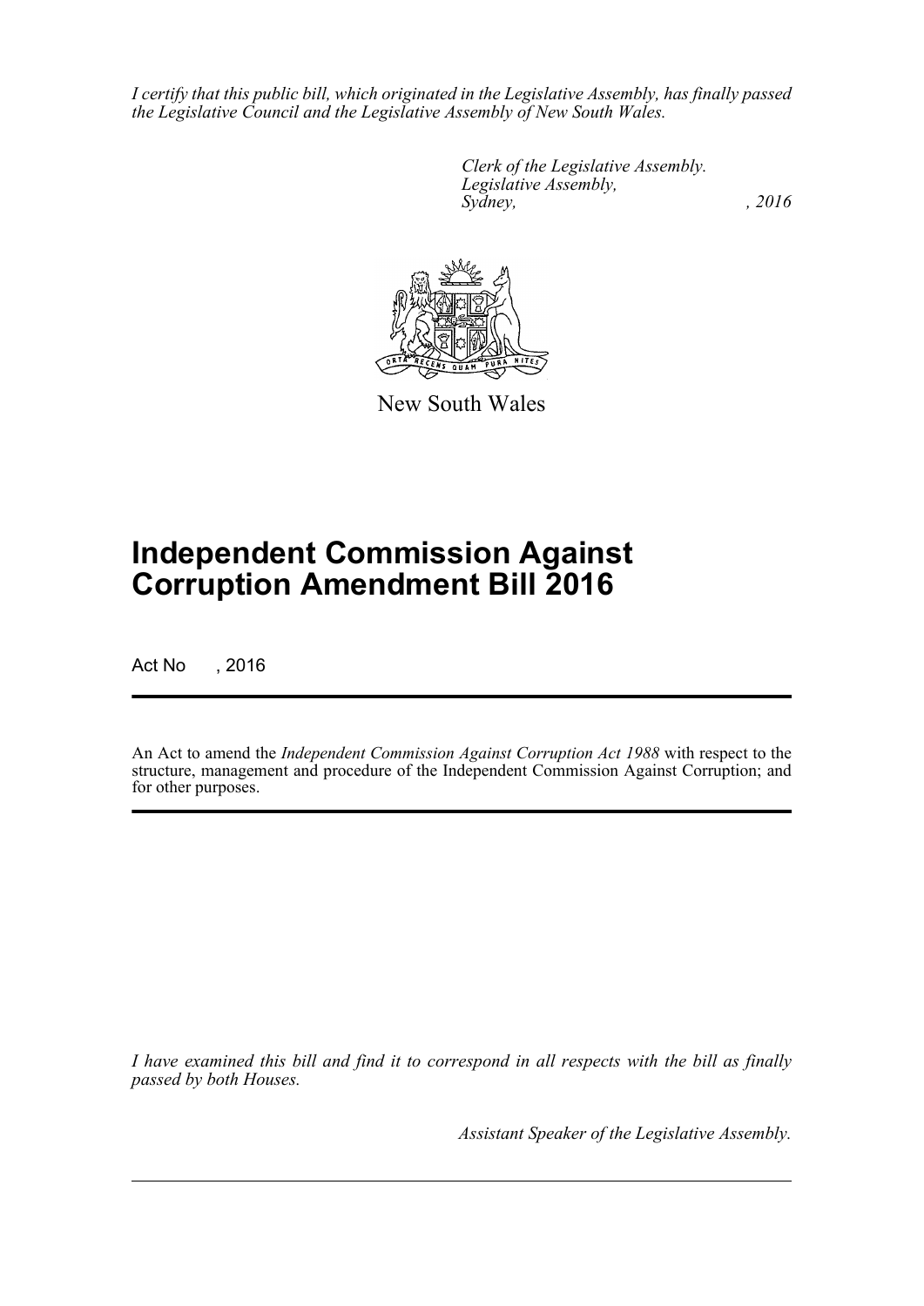*I certify that this public bill, which originated in the Legislative Assembly, has finally passed the Legislative Council and the Legislative Assembly of New South Wales.*

*Clerk of the Legislative Assembly.*
*Legislative Assembly,*
*Sydney, , 2016*

New South Wales

# Independent Commission Against Corruption Amendment Bill 2016

Act No , 2016

An Act to amend the *Independent Commission Against Corruption Act 1988* with respect to the structure, management and procedure of the Independent Commission Against Corruption; and for other purposes.

*I have examined this bill and find it to correspond in all respects with the bill as finally passed by both Houses.*

*Assistant Speaker of the Legislative Assembly.*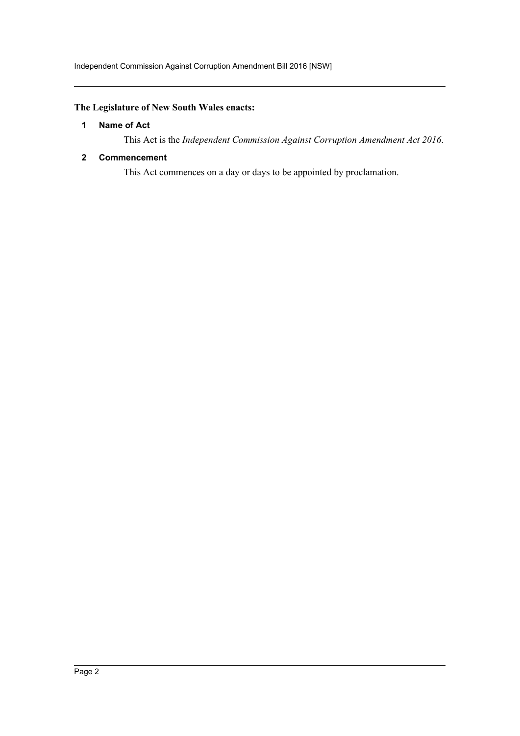**The Legislature of New South Wales enacts:**

### 1 Name of Act

This Act is the *Independent Commission Against Corruption Amendment Act 2016*.

### 2 Commencement

This Act commences on a day or days to be appointed by proclamation.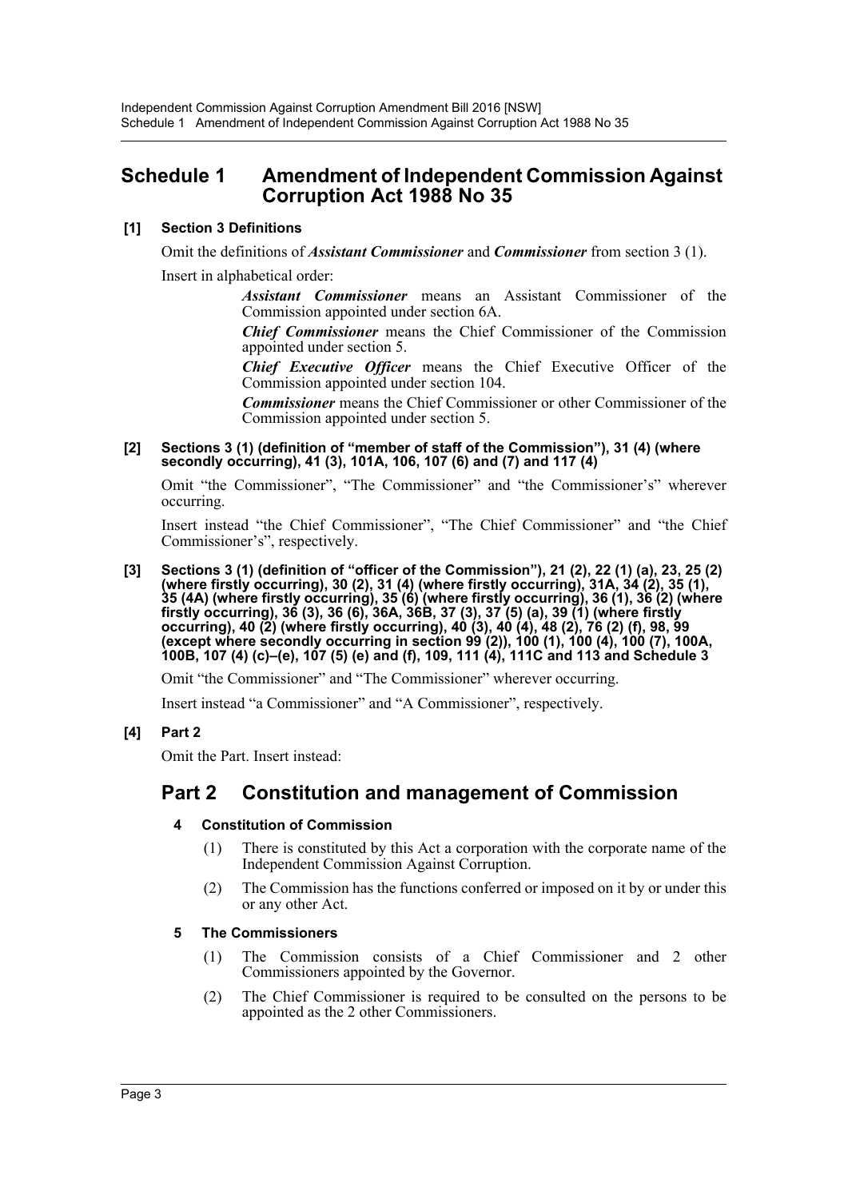# Schedule 1 Amendment of Independent Commission Against Corruption Act 1988 No 35

**[1] Section 3 Definitions**

Omit the definitions of ***Assistant Commissioner*** and ***Commissioner*** from section 3 (1).

Insert in alphabetical order:

> ***Assistant Commissioner*** means an Assistant Commissioner of the Commission appointed under section 6A.
>
> ***Chief Commissioner*** means the Chief Commissioner of the Commission appointed under section 5.
>
> ***Chief Executive Officer*** means the Chief Executive Officer of the Commission appointed under section 104.
>
> ***Commissioner*** means the Chief Commissioner or other Commissioner of the Commission appointed under section 5.

**[2] Sections 3 (1) (definition of "member of staff of the Commission"), 31 (4) (where secondly occurring), 41 (3), 101A, 106, 107 (6) and (7) and 117 (4)**

Omit "the Commissioner", "The Commissioner" and "the Commissioner's" wherever occurring.

Insert instead "the Chief Commissioner", "The Chief Commissioner" and "the Chief Commissioner's", respectively.

**[3] Sections 3 (1) (definition of "officer of the Commission"), 21 (2), 22 (1) (a), 23, 25 (2) (where firstly occurring), 30 (2), 31 (4) (where firstly occurring), 31A, 34 (2), 35 (1), 35 (4A) (where firstly occurring), 35 (6) (where firstly occurring), 36 (1), 36 (2) (where firstly occurring), 36 (3), 36 (6), 36A, 36B, 37 (3), 37 (5) (a), 39 (1) (where firstly occurring), 40 (2) (where firstly occurring), 40 (3), 40 (4), 48 (2), 76 (2) (f), 98, 99 (except where secondly occurring in section 99 (2)), 100 (1), 100 (4), 100 (7), 100A, 100B, 107 (4) (c)–(e), 107 (5) (e) and (f), 109, 111 (4), 111C and 113 and Schedule 3**

Omit "the Commissioner" and "The Commissioner" wherever occurring.

Insert instead "a Commissioner" and "A Commissioner", respectively.

**[4] Part 2**

Omit the Part. Insert instead:

## Part 2 Constitution and management of Commission

### 4 Constitution of Commission

(1) There is constituted by this Act a corporation with the corporate name of the Independent Commission Against Corruption.

(2) The Commission has the functions conferred or imposed on it by or under this or any other Act.

### 5 The Commissioners

(1) The Commission consists of a Chief Commissioner and 2 other Commissioners appointed by the Governor.

(2) The Chief Commissioner is required to be consulted on the persons to be appointed as the 2 other Commissioners.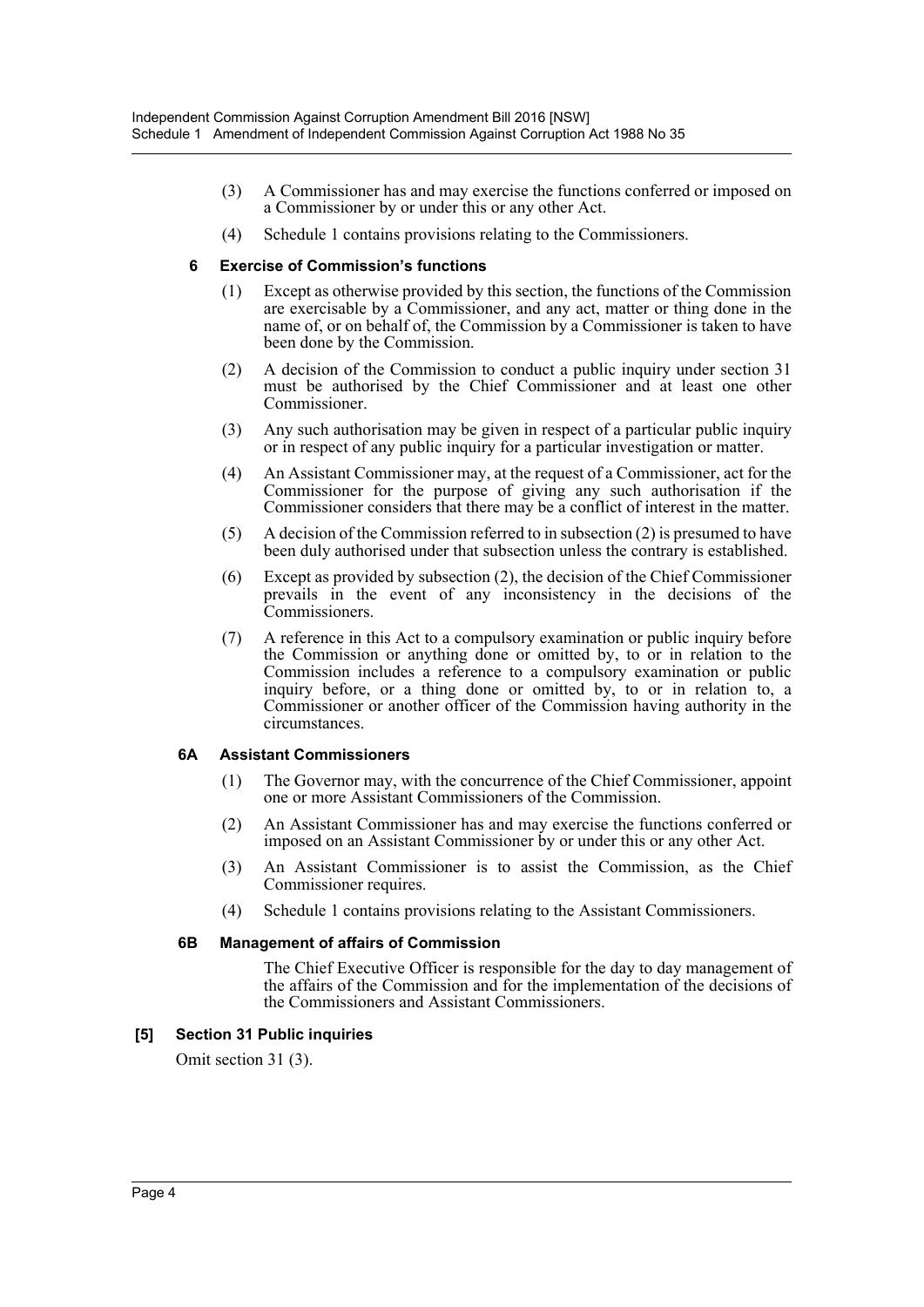(3) A Commissioner has and may exercise the functions conferred or imposed on a Commissioner by or under this or any other Act.

(4) Schedule 1 contains provisions relating to the Commissioners.

#### 6 Exercise of Commission's functions

(1) Except as otherwise provided by this section, the functions of the Commission are exercisable by a Commissioner, and any act, matter or thing done in the name of, or on behalf of, the Commission by a Commissioner is taken to have been done by the Commission.

(2) A decision of the Commission to conduct a public inquiry under section 31 must be authorised by the Chief Commissioner and at least one other Commissioner.

(3) Any such authorisation may be given in respect of a particular public inquiry or in respect of any public inquiry for a particular investigation or matter.

(4) An Assistant Commissioner may, at the request of a Commissioner, act for the Commissioner for the purpose of giving any such authorisation if the Commissioner considers that there may be a conflict of interest in the matter.

(5) A decision of the Commission referred to in subsection (2) is presumed to have been duly authorised under that subsection unless the contrary is established.

(6) Except as provided by subsection (2), the decision of the Chief Commissioner prevails in the event of any inconsistency in the decisions of the Commissioners.

(7) A reference in this Act to a compulsory examination or public inquiry before the Commission or anything done or omitted by, to or in relation to the Commission includes a reference to a compulsory examination or public inquiry before, or a thing done or omitted by, to or in relation to, a Commissioner or another officer of the Commission having authority in the circumstances.

#### 6A Assistant Commissioners

(1) The Governor may, with the concurrence of the Chief Commissioner, appoint one or more Assistant Commissioners of the Commission.

(2) An Assistant Commissioner has and may exercise the functions conferred or imposed on an Assistant Commissioner by or under this or any other Act.

(3) An Assistant Commissioner is to assist the Commission, as the Chief Commissioner requires.

(4) Schedule 1 contains provisions relating to the Assistant Commissioners.

#### 6B Management of affairs of Commission

The Chief Executive Officer is responsible for the day to day management of the affairs of the Commission and for the implementation of the decisions of the Commissioners and Assistant Commissioners.

### [5] Section 31 Public inquiries

Omit section 31 (3).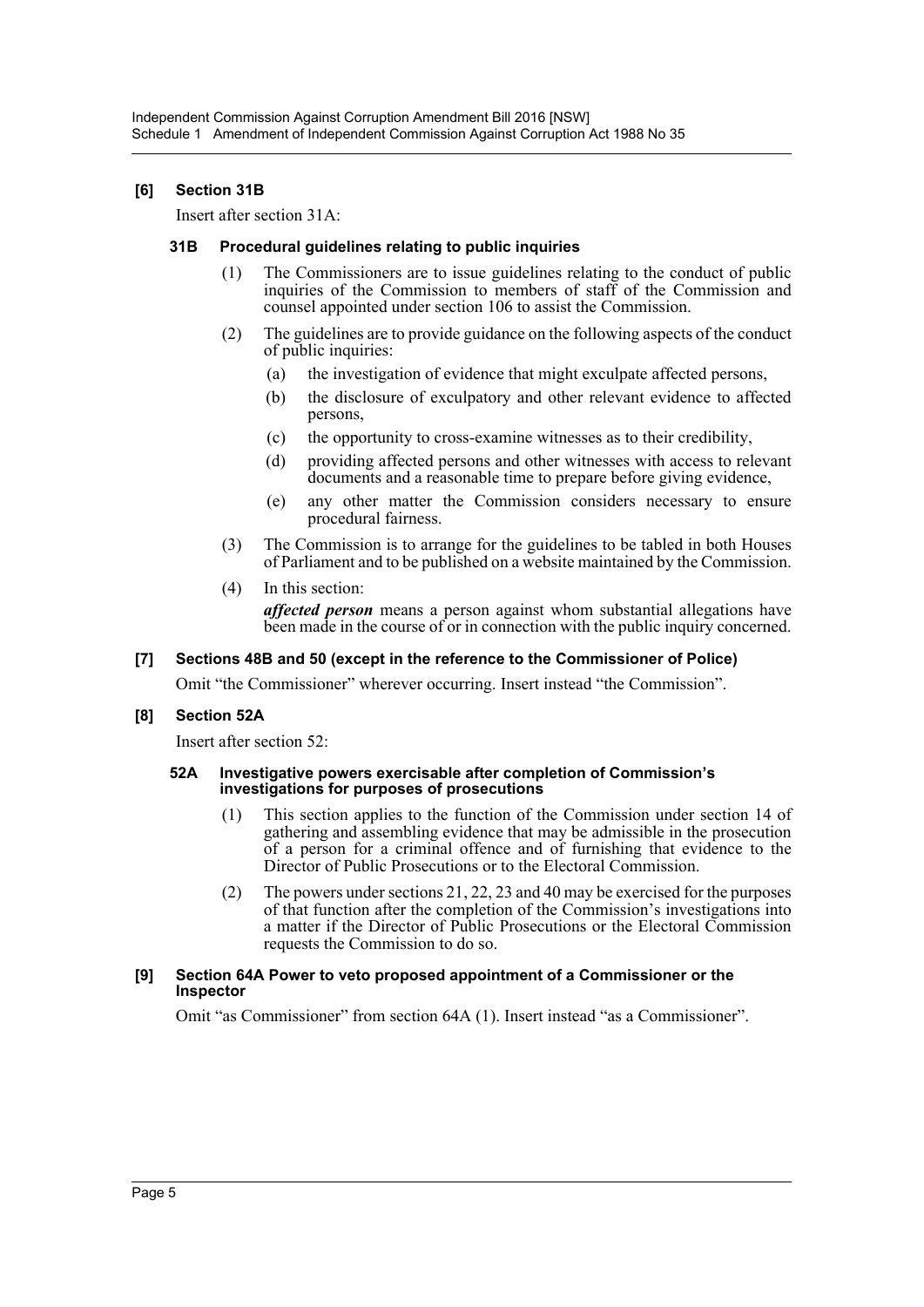### [6] Section 31B

Insert after section 31A:

#### 31B Procedural guidelines relating to public inquiries

(1) The Commissioners are to issue guidelines relating to the conduct of public inquiries of the Commission to members of staff of the Commission and counsel appointed under section 106 to assist the Commission.

(2) The guidelines are to provide guidance on the following aspects of the conduct of public inquiries:

  (a) the investigation of evidence that might exculpate affected persons,

  (b) the disclosure of exculpatory and other relevant evidence to affected persons,

  (c) the opportunity to cross-examine witnesses as to their credibility,

  (d) providing affected persons and other witnesses with access to relevant documents and a reasonable time to prepare before giving evidence,

  (e) any other matter the Commission considers necessary to ensure procedural fairness.

(3) The Commission is to arrange for the guidelines to be tabled in both Houses of Parliament and to be published on a website maintained by the Commission.

(4) In this section:

***affected person*** means a person against whom substantial allegations have been made in the course of or in connection with the public inquiry concerned.

### [7] Sections 48B and 50 (except in the reference to the Commissioner of Police)

Omit "the Commissioner" wherever occurring. Insert instead "the Commission".

### [8] Section 52A

Insert after section 52:

#### 52A Investigative powers exercisable after completion of Commission's investigations for purposes of prosecutions

(1) This section applies to the function of the Commission under section 14 of gathering and assembling evidence that may be admissible in the prosecution of a person for a criminal offence and of furnishing that evidence to the Director of Public Prosecutions or to the Electoral Commission.

(2) The powers under sections 21, 22, 23 and 40 may be exercised for the purposes of that function after the completion of the Commission's investigations into a matter if the Director of Public Prosecutions or the Electoral Commission requests the Commission to do so.

### [9] Section 64A Power to veto proposed appointment of a Commissioner or the Inspector

Omit "as Commissioner" from section 64A (1). Insert instead "as a Commissioner".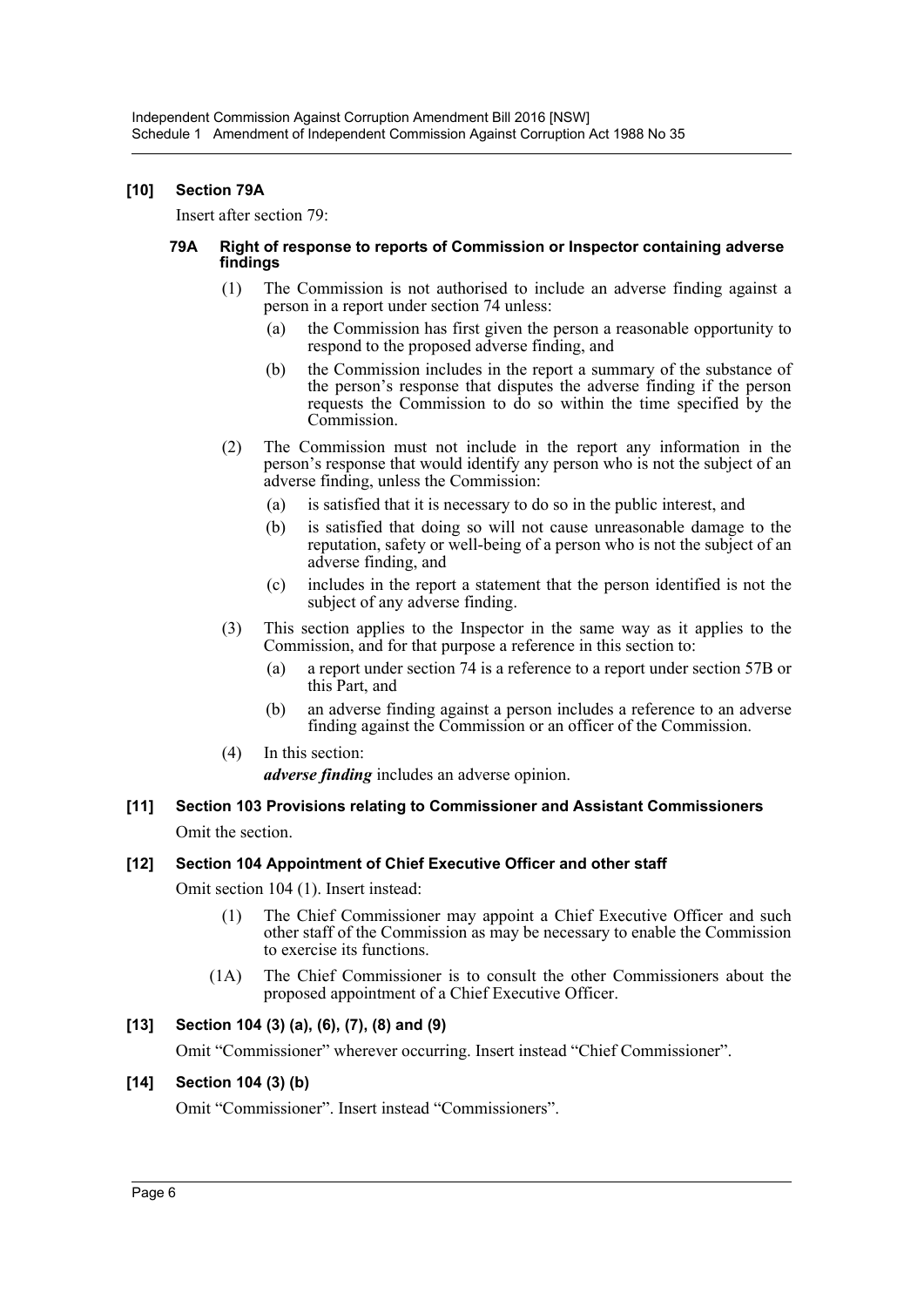### [10] Section 79A

Insert after section 79:

#### 79A Right of response to reports of Commission or Inspector containing adverse findings

(1) The Commission is not authorised to include an adverse finding against a person in a report under section 74 unless:

- (a) the Commission has first given the person a reasonable opportunity to respond to the proposed adverse finding, and
- (b) the Commission includes in the report a summary of the substance of the person's response that disputes the adverse finding if the person requests the Commission to do so within the time specified by the Commission.

(2) The Commission must not include in the report any information in the person's response that would identify any person who is not the subject of an adverse finding, unless the Commission:

- (a) is satisfied that it is necessary to do so in the public interest, and
- (b) is satisfied that doing so will not cause unreasonable damage to the reputation, safety or well-being of a person who is not the subject of an adverse finding, and
- (c) includes in the report a statement that the person identified is not the subject of any adverse finding.

(3) This section applies to the Inspector in the same way as it applies to the Commission, and for that purpose a reference in this section to:

- (a) a report under section 74 is a reference to a report under section 57B or this Part, and
- (b) an adverse finding against a person includes a reference to an adverse finding against the Commission or an officer of the Commission.

(4) In this section:

***adverse finding*** includes an adverse opinion.

### [11] Section 103 Provisions relating to Commissioner and Assistant Commissioners

Omit the section.

### [12] Section 104 Appointment of Chief Executive Officer and other staff

Omit section 104 (1). Insert instead:

(1) The Chief Commissioner may appoint a Chief Executive Officer and such other staff of the Commission as may be necessary to enable the Commission to exercise its functions.

(1A) The Chief Commissioner is to consult the other Commissioners about the proposed appointment of a Chief Executive Officer.

### [13] Section 104 (3) (a), (6), (7), (8) and (9)

Omit "Commissioner" wherever occurring. Insert instead "Chief Commissioner".

### [14] Section 104 (3) (b)

Omit "Commissioner". Insert instead "Commissioners".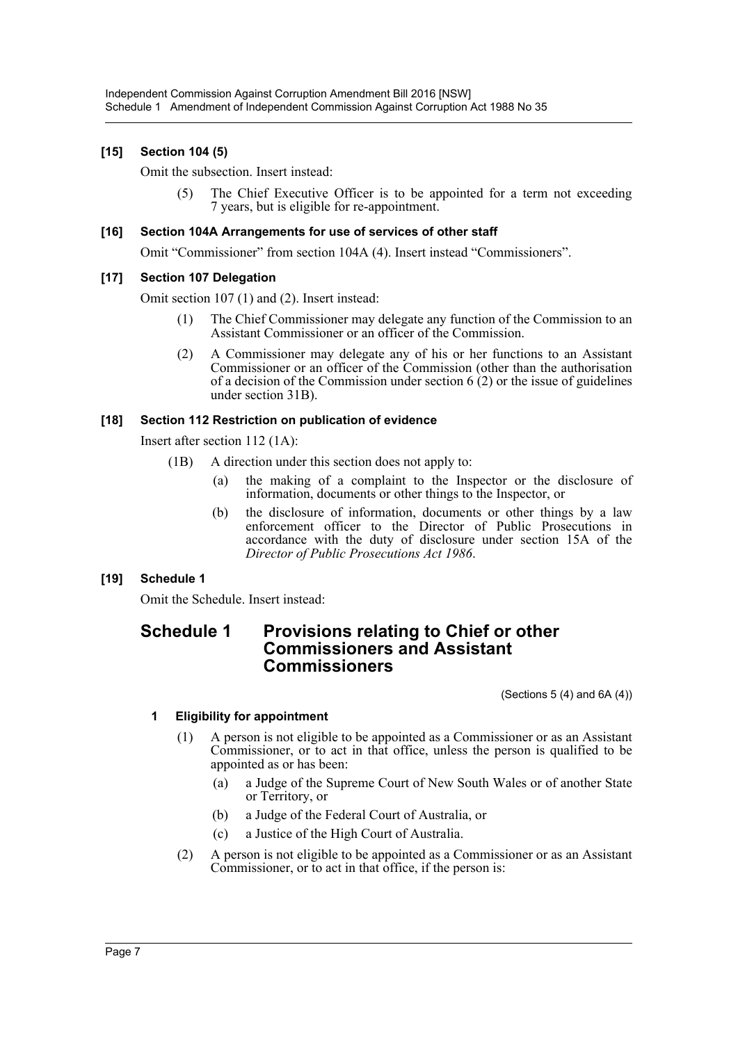### [15] Section 104 (5)

Omit the subsection. Insert instead:

> (5) The Chief Executive Officer is to be appointed for a term not exceeding 7 years, but is eligible for re-appointment.

### [16] Section 104A Arrangements for use of services of other staff

Omit "Commissioner" from section 104A (4). Insert instead "Commissioners".

### [17] Section 107 Delegation

Omit section 107 (1) and (2). Insert instead:

> (1) The Chief Commissioner may delegate any function of the Commission to an Assistant Commissioner or an officer of the Commission.
>
> (2) A Commissioner may delegate any of his or her functions to an Assistant Commissioner or an officer of the Commission (other than the authorisation of a decision of the Commission under section 6 (2) or the issue of guidelines under section 31B).

### [18] Section 112 Restriction on publication of evidence

Insert after section 112 (1A):

> (1B) A direction under this section does not apply to:
>
> (a) the making of a complaint to the Inspector or the disclosure of information, documents or other things to the Inspector, or
>
> (b) the disclosure of information, documents or other things by a law enforcement officer to the Director of Public Prosecutions in accordance with the duty of disclosure under section 15A of the *Director of Public Prosecutions Act 1986*.

### [19] Schedule 1

Omit the Schedule. Insert instead:

## Schedule 1 Provisions relating to Chief or other Commissioners and Assistant Commissioners

(Sections 5 (4) and 6A (4))

#### 1 Eligibility for appointment

> (1) A person is not eligible to be appointed as a Commissioner or as an Assistant Commissioner, or to act in that office, unless the person is qualified to be appointed as or has been:
>
> (a) a Judge of the Supreme Court of New South Wales or of another State or Territory, or
>
> (b) a Judge of the Federal Court of Australia, or
>
> (c) a Justice of the High Court of Australia.
>
> (2) A person is not eligible to be appointed as a Commissioner or as an Assistant Commissioner, or to act in that office, if the person is: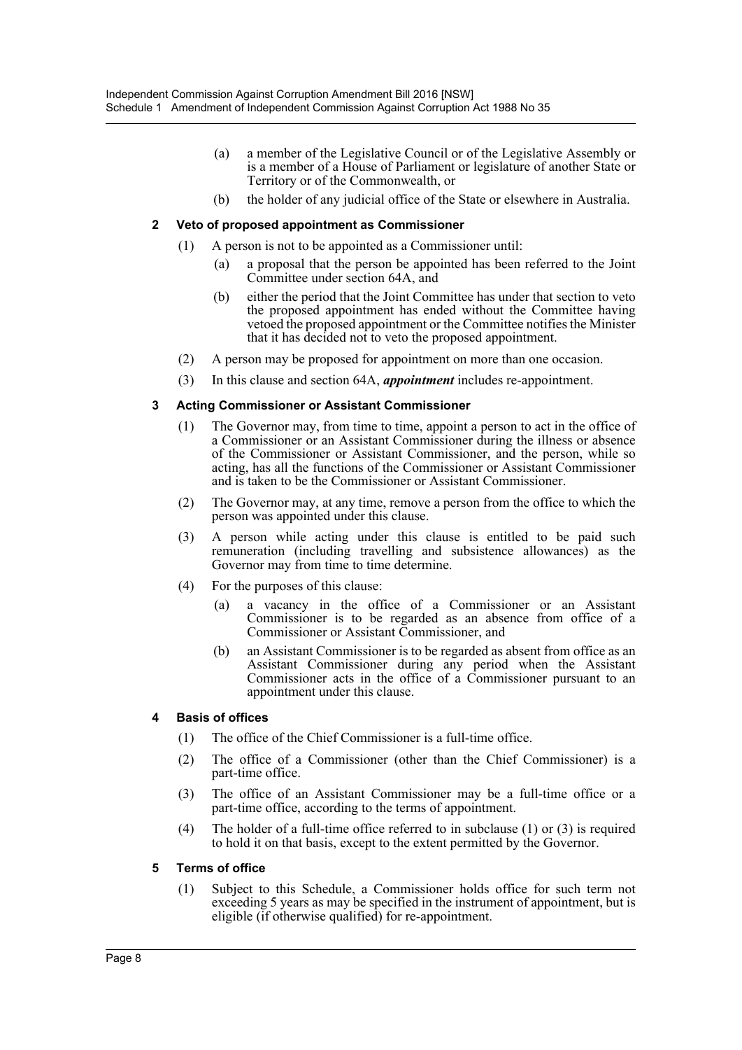(a) a member of the Legislative Council or of the Legislative Assembly or is a member of a House of Parliament or legislature of another State or Territory or of the Commonwealth, or

(b) the holder of any judicial office of the State or elsewhere in Australia.

**2 Veto of proposed appointment as Commissioner**

(1) A person is not to be appointed as a Commissioner until:

(a) a proposal that the person be appointed has been referred to the Joint Committee under section 64A, and

(b) either the period that the Joint Committee has under that section to veto the proposed appointment has ended without the Committee having vetoed the proposed appointment or the Committee notifies the Minister that it has decided not to veto the proposed appointment.

(2) A person may be proposed for appointment on more than one occasion.

(3) In this clause and section 64A, ***appointment*** includes re-appointment.

**3 Acting Commissioner or Assistant Commissioner**

(1) The Governor may, from time to time, appoint a person to act in the office of a Commissioner or an Assistant Commissioner during the illness or absence of the Commissioner or Assistant Commissioner, and the person, while so acting, has all the functions of the Commissioner or Assistant Commissioner and is taken to be the Commissioner or Assistant Commissioner.

(2) The Governor may, at any time, remove a person from the office to which the person was appointed under this clause.

(3) A person while acting under this clause is entitled to be paid such remuneration (including travelling and subsistence allowances) as the Governor may from time to time determine.

(4) For the purposes of this clause:

(a) a vacancy in the office of a Commissioner or an Assistant Commissioner is to be regarded as an absence from office of a Commissioner or Assistant Commissioner, and

(b) an Assistant Commissioner is to be regarded as absent from office as an Assistant Commissioner during any period when the Assistant Commissioner acts in the office of a Commissioner pursuant to an appointment under this clause.

**4 Basis of offices**

(1) The office of the Chief Commissioner is a full-time office.

(2) The office of a Commissioner (other than the Chief Commissioner) is a part-time office.

(3) The office of an Assistant Commissioner may be a full-time office or a part-time office, according to the terms of appointment.

(4) The holder of a full-time office referred to in subclause (1) or (3) is required to hold it on that basis, except to the extent permitted by the Governor.

**5 Terms of office**

(1) Subject to this Schedule, a Commissioner holds office for such term not exceeding 5 years as may be specified in the instrument of appointment, but is eligible (if otherwise qualified) for re-appointment.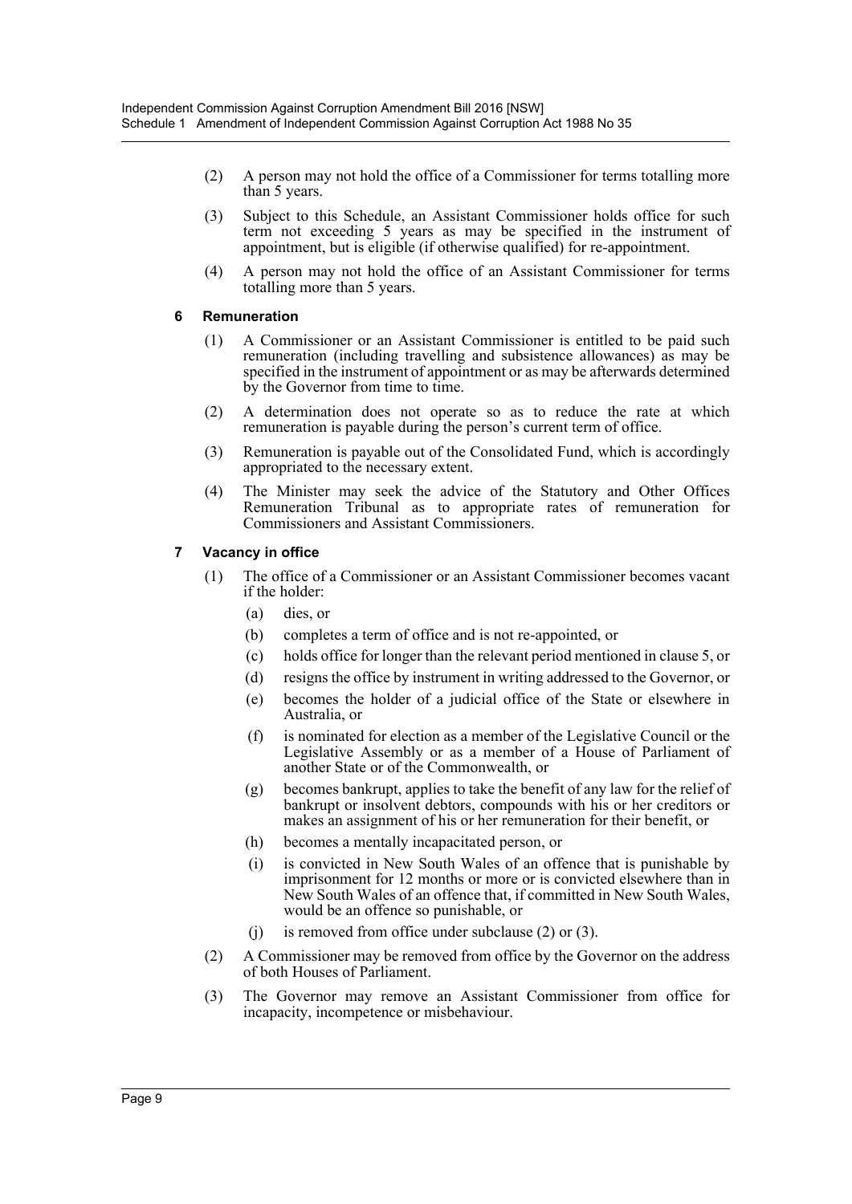(2) A person may not hold the office of a Commissioner for terms totalling more than 5 years.

(3) Subject to this Schedule, an Assistant Commissioner holds office for such term not exceeding 5 years as may be specified in the instrument of appointment, but is eligible (if otherwise qualified) for re-appointment.

(4) A person may not hold the office of an Assistant Commissioner for terms totalling more than 5 years.

#### 6 Remuneration

(1) A Commissioner or an Assistant Commissioner is entitled to be paid such remuneration (including travelling and subsistence allowances) as may be specified in the instrument of appointment or as may be afterwards determined by the Governor from time to time.

(2) A determination does not operate so as to reduce the rate at which remuneration is payable during the person's current term of office.

(3) Remuneration is payable out of the Consolidated Fund, which is accordingly appropriated to the necessary extent.

(4) The Minister may seek the advice of the Statutory and Other Offices Remuneration Tribunal as to appropriate rates of remuneration for Commissioners and Assistant Commissioners.

#### 7 Vacancy in office

(1) The office of a Commissioner or an Assistant Commissioner becomes vacant if the holder:

- (a) dies, or
- (b) completes a term of office and is not re-appointed, or
- (c) holds office for longer than the relevant period mentioned in clause 5, or
- (d) resigns the office by instrument in writing addressed to the Governor, or
- (e) becomes the holder of a judicial office of the State or elsewhere in Australia, or
- (f) is nominated for election as a member of the Legislative Council or the Legislative Assembly or as a member of a House of Parliament of another State or of the Commonwealth, or
- (g) becomes bankrupt, applies to take the benefit of any law for the relief of bankrupt or insolvent debtors, compounds with his or her creditors or makes an assignment of his or her remuneration for their benefit, or
- (h) becomes a mentally incapacitated person, or
- (i) is convicted in New South Wales of an offence that is punishable by imprisonment for 12 months or more or is convicted elsewhere than in New South Wales of an offence that, if committed in New South Wales, would be an offence so punishable, or
- (j) is removed from office under subclause (2) or (3).

(2) A Commissioner may be removed from office by the Governor on the address of both Houses of Parliament.

(3) The Governor may remove an Assistant Commissioner from office for incapacity, incompetence or misbehaviour.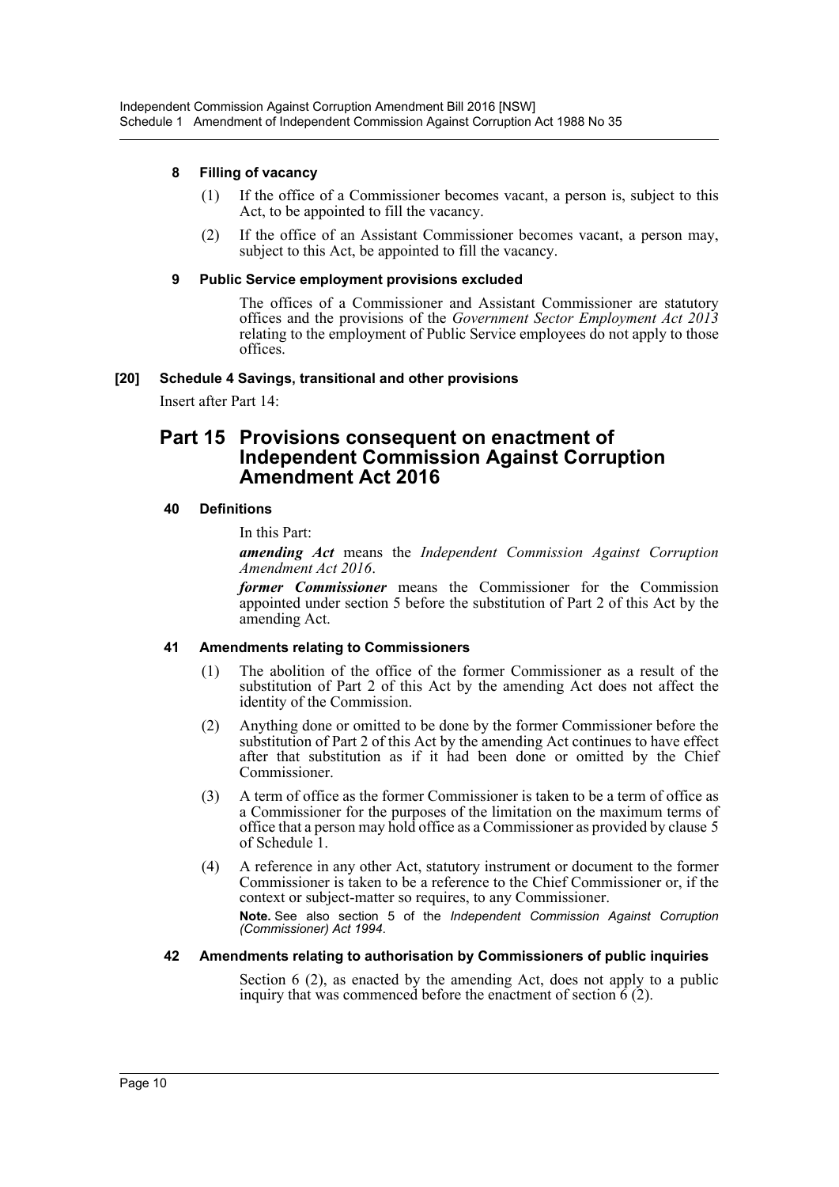### 8 Filling of vacancy

(1) If the office of a Commissioner becomes vacant, a person is, subject to this Act, to be appointed to fill the vacancy.

(2) If the office of an Assistant Commissioner becomes vacant, a person may, subject to this Act, be appointed to fill the vacancy.

### 9 Public Service employment provisions excluded

The offices of a Commissioner and Assistant Commissioner are statutory offices and the provisions of the *Government Sector Employment Act 2013* relating to the employment of Public Service employees do not apply to those offices.

#### [20] Schedule 4 Savings, transitional and other provisions

Insert after Part 14:

## Part 15 Provisions consequent on enactment of Independent Commission Against Corruption Amendment Act 2016

### 40 Definitions

In this Part:

***amending Act*** means the *Independent Commission Against Corruption Amendment Act 2016*.

***former Commissioner*** means the Commissioner for the Commission appointed under section 5 before the substitution of Part 2 of this Act by the amending Act.

### 41 Amendments relating to Commissioners

(1) The abolition of the office of the former Commissioner as a result of the substitution of Part 2 of this Act by the amending Act does not affect the identity of the Commission.

(2) Anything done or omitted to be done by the former Commissioner before the substitution of Part 2 of this Act by the amending Act continues to have effect after that substitution as if it had been done or omitted by the Chief Commissioner.

(3) A term of office as the former Commissioner is taken to be a term of office as a Commissioner for the purposes of the limitation on the maximum terms of office that a person may hold office as a Commissioner as provided by clause 5 of Schedule 1.

(4) A reference in any other Act, statutory instrument or document to the former Commissioner is taken to be a reference to the Chief Commissioner or, if the context or subject-matter so requires, to any Commissioner.

**Note.** See also section 5 of the *Independent Commission Against Corruption (Commissioner) Act 1994*.

### 42 Amendments relating to authorisation by Commissioners of public inquiries

Section 6 (2), as enacted by the amending Act, does not apply to a public inquiry that was commenced before the enactment of section 6 (2).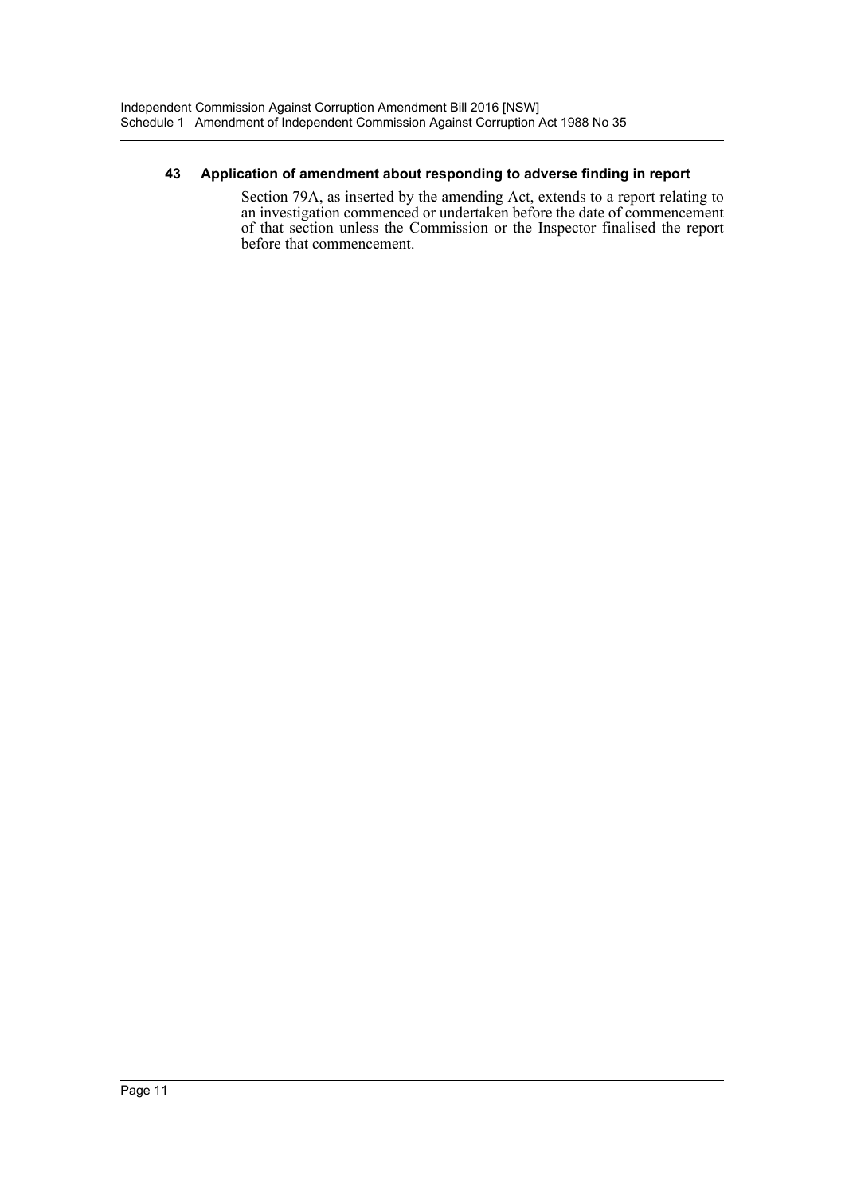### 43 Application of amendment about responding to adverse finding in report

Section 79A, as inserted by the amending Act, extends to a report relating to an investigation commenced or undertaken before the date of commencement of that section unless the Commission or the Inspector finalised the report before that commencement.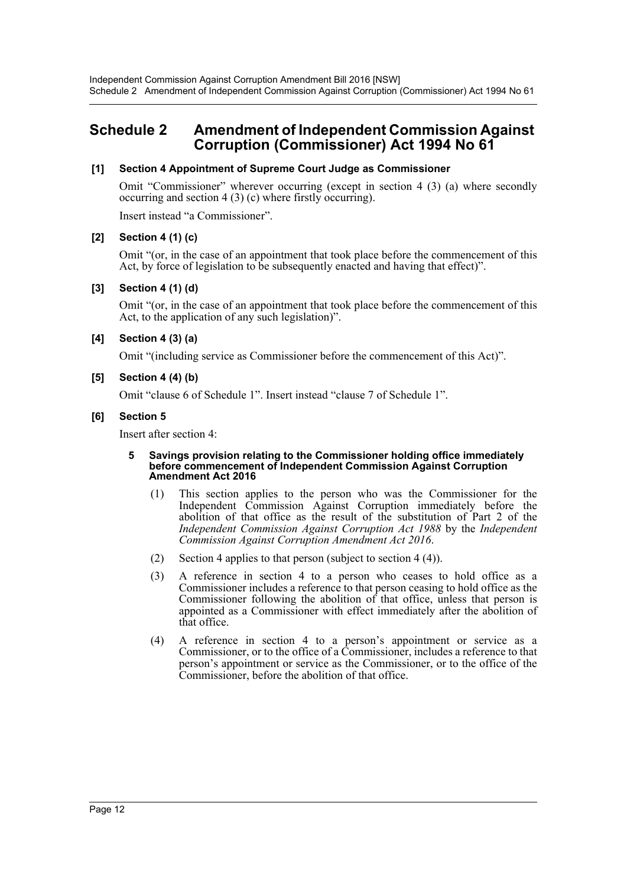# Schedule 2 Amendment of Independent Commission Against Corruption (Commissioner) Act 1994 No 61

**[1] Section 4 Appointment of Supreme Court Judge as Commissioner**

Omit "Commissioner" wherever occurring (except in section 4 (3) (a) where secondly occurring and section 4 (3) (c) where firstly occurring).

Insert instead "a Commissioner".

**[2] Section 4 (1) (c)**

Omit "(or, in the case of an appointment that took place before the commencement of this Act, by force of legislation to be subsequently enacted and having that effect)".

**[3] Section 4 (1) (d)**

Omit "(or, in the case of an appointment that took place before the commencement of this Act, to the application of any such legislation)".

**[4] Section 4 (3) (a)**

Omit "(including service as Commissioner before the commencement of this Act)".

**[5] Section 4 (4) (b)**

Omit "clause 6 of Schedule 1". Insert instead "clause 7 of Schedule 1".

**[6] Section 5**

Insert after section 4:

**5 Savings provision relating to the Commissioner holding office immediately before commencement of Independent Commission Against Corruption Amendment Act 2016**

(1) This section applies to the person who was the Commissioner for the Independent Commission Against Corruption immediately before the abolition of that office as the result of the substitution of Part 2 of the *Independent Commission Against Corruption Act 1988* by the *Independent Commission Against Corruption Amendment Act 2016*.

(2) Section 4 applies to that person (subject to section 4 (4)).

(3) A reference in section 4 to a person who ceases to hold office as a Commissioner includes a reference to that person ceasing to hold office as the Commissioner following the abolition of that office, unless that person is appointed as a Commissioner with effect immediately after the abolition of that office.

(4) A reference in section 4 to a person's appointment or service as a Commissioner, or to the office of a Commissioner, includes a reference to that person's appointment or service as the Commissioner, or to the office of the Commissioner, before the abolition of that office.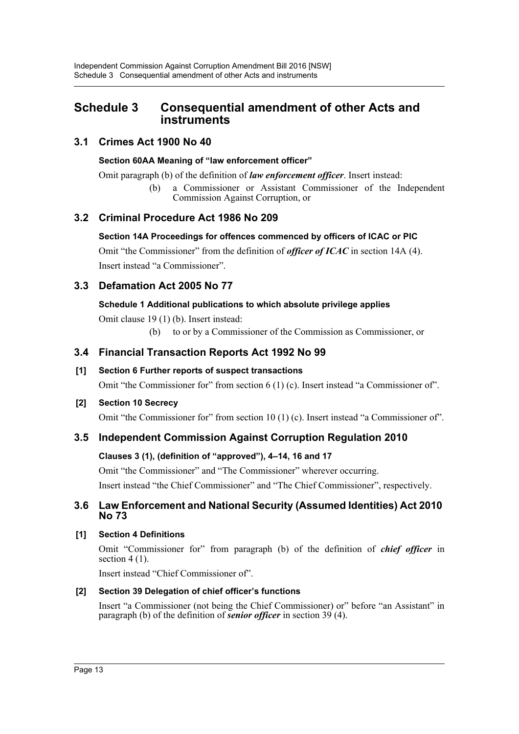# Schedule 3 Consequential amendment of other Acts and instruments

## 3.1 Crimes Act 1900 No 40

### Section 60AA Meaning of "law enforcement officer"

Omit paragraph (b) of the definition of ***law enforcement officer***. Insert instead:

> (b) a Commissioner or Assistant Commissioner of the Independent Commission Against Corruption, or

## 3.2 Criminal Procedure Act 1986 No 209

### Section 14A Proceedings for offences commenced by officers of ICAC or PIC

Omit "the Commissioner" from the definition of ***officer of ICAC*** in section 14A (4).

Insert instead "a Commissioner".

## 3.3 Defamation Act 2005 No 77

### Schedule 1 Additional publications to which absolute privilege applies

Omit clause 19 (1) (b). Insert instead:

> (b) to or by a Commissioner of the Commission as Commissioner, or

## 3.4 Financial Transaction Reports Act 1992 No 99

### [1] Section 6 Further reports of suspect transactions

Omit "the Commissioner for" from section 6 (1) (c). Insert instead "a Commissioner of".

### [2] Section 10 Secrecy

Omit "the Commissioner for" from section 10 (1) (c). Insert instead "a Commissioner of".

## 3.5 Independent Commission Against Corruption Regulation 2010

### Clauses 3 (1), (definition of "approved"), 4–14, 16 and 17

Omit "the Commissioner" and "The Commissioner" wherever occurring.

Insert instead "the Chief Commissioner" and "The Chief Commissioner", respectively.

## 3.6 Law Enforcement and National Security (Assumed Identities) Act 2010 No 73

### [1] Section 4 Definitions

Omit "Commissioner for" from paragraph (b) of the definition of ***chief officer*** in section 4 (1).

Insert instead "Chief Commissioner of".

### [2] Section 39 Delegation of chief officer's functions

Insert "a Commissioner (not being the Chief Commissioner) or" before "an Assistant" in paragraph (b) of the definition of ***senior officer*** in section 39 (4).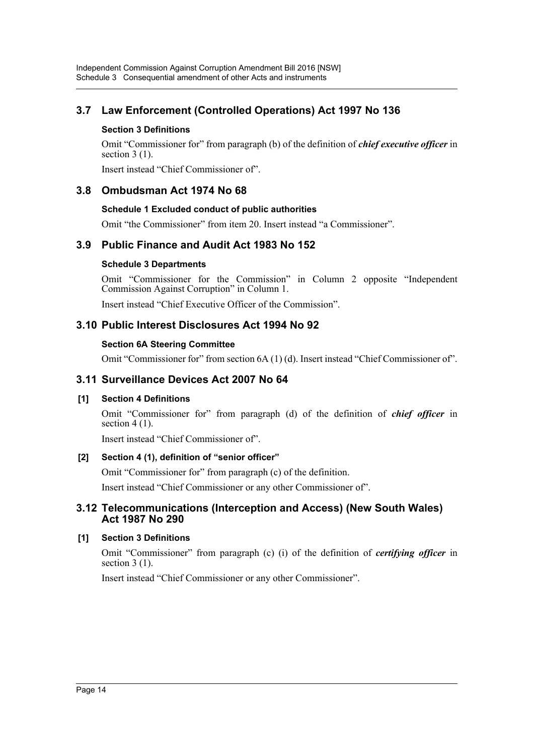## 3.7 Law Enforcement (Controlled Operations) Act 1997 No 136

#### Section 3 Definitions

Omit "Commissioner for" from paragraph (b) of the definition of ***chief executive officer*** in section 3 (1).

Insert instead "Chief Commissioner of".

## 3.8 Ombudsman Act 1974 No 68

#### Schedule 1 Excluded conduct of public authorities

Omit "the Commissioner" from item 20. Insert instead "a Commissioner".

## 3.9 Public Finance and Audit Act 1983 No 152

#### Schedule 3 Departments

Omit "Commissioner for the Commission" in Column 2 opposite "Independent Commission Against Corruption" in Column 1.

Insert instead "Chief Executive Officer of the Commission".

## 3.10 Public Interest Disclosures Act 1994 No 92

#### Section 6A Steering Committee

Omit "Commissioner for" from section 6A (1) (d). Insert instead "Chief Commissioner of".

## 3.11 Surveillance Devices Act 2007 No 64

#### [1] Section 4 Definitions

Omit "Commissioner for" from paragraph (d) of the definition of ***chief officer*** in section 4 (1).

Insert instead "Chief Commissioner of".

#### [2] Section 4 (1), definition of "senior officer"

Omit "Commissioner for" from paragraph (c) of the definition.

Insert instead "Chief Commissioner or any other Commissioner of".

## 3.12 Telecommunications (Interception and Access) (New South Wales) Act 1987 No 290

#### [1] Section 3 Definitions

Omit "Commissioner" from paragraph (c) (i) of the definition of ***certifying officer*** in section 3 (1).

Insert instead "Chief Commissioner or any other Commissioner".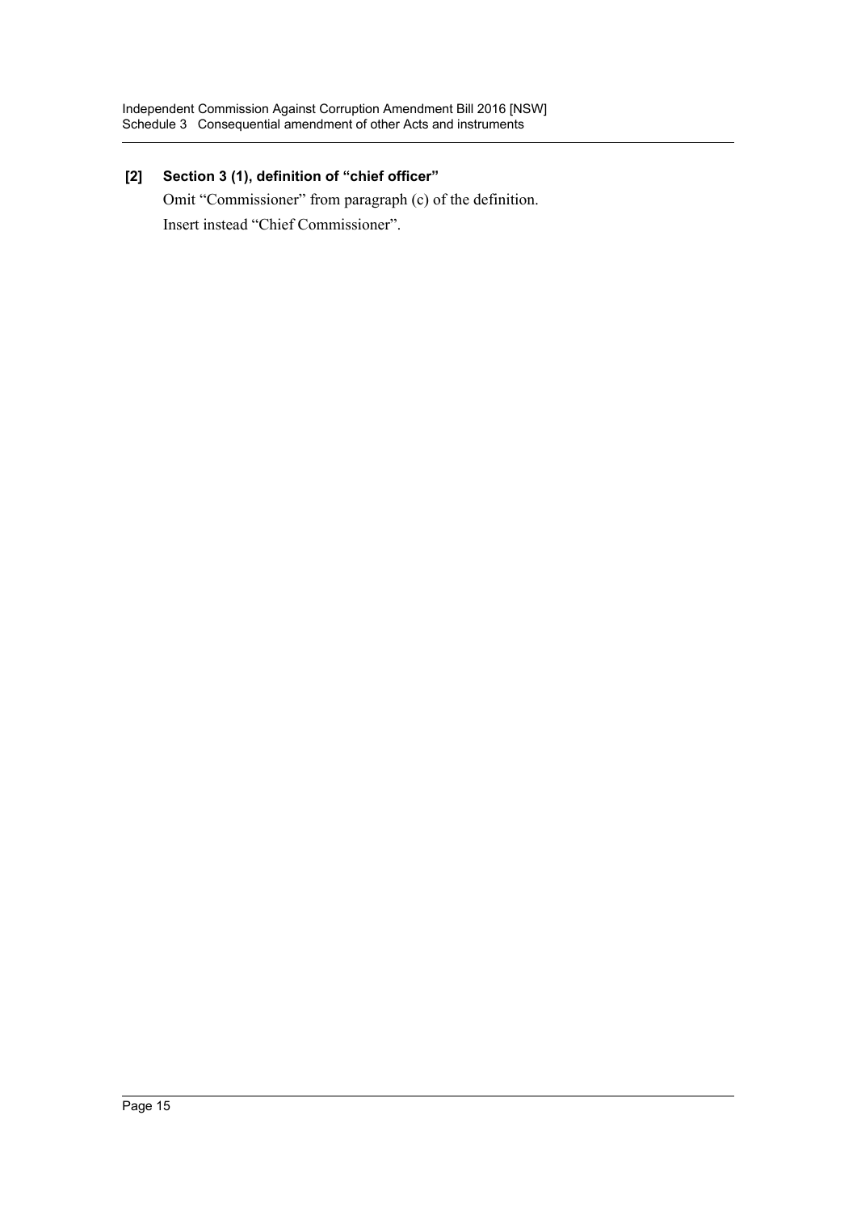**[2] Section 3 (1), definition of "chief officer"**

Omit "Commissioner" from paragraph (c) of the definition.

Insert instead "Chief Commissioner".